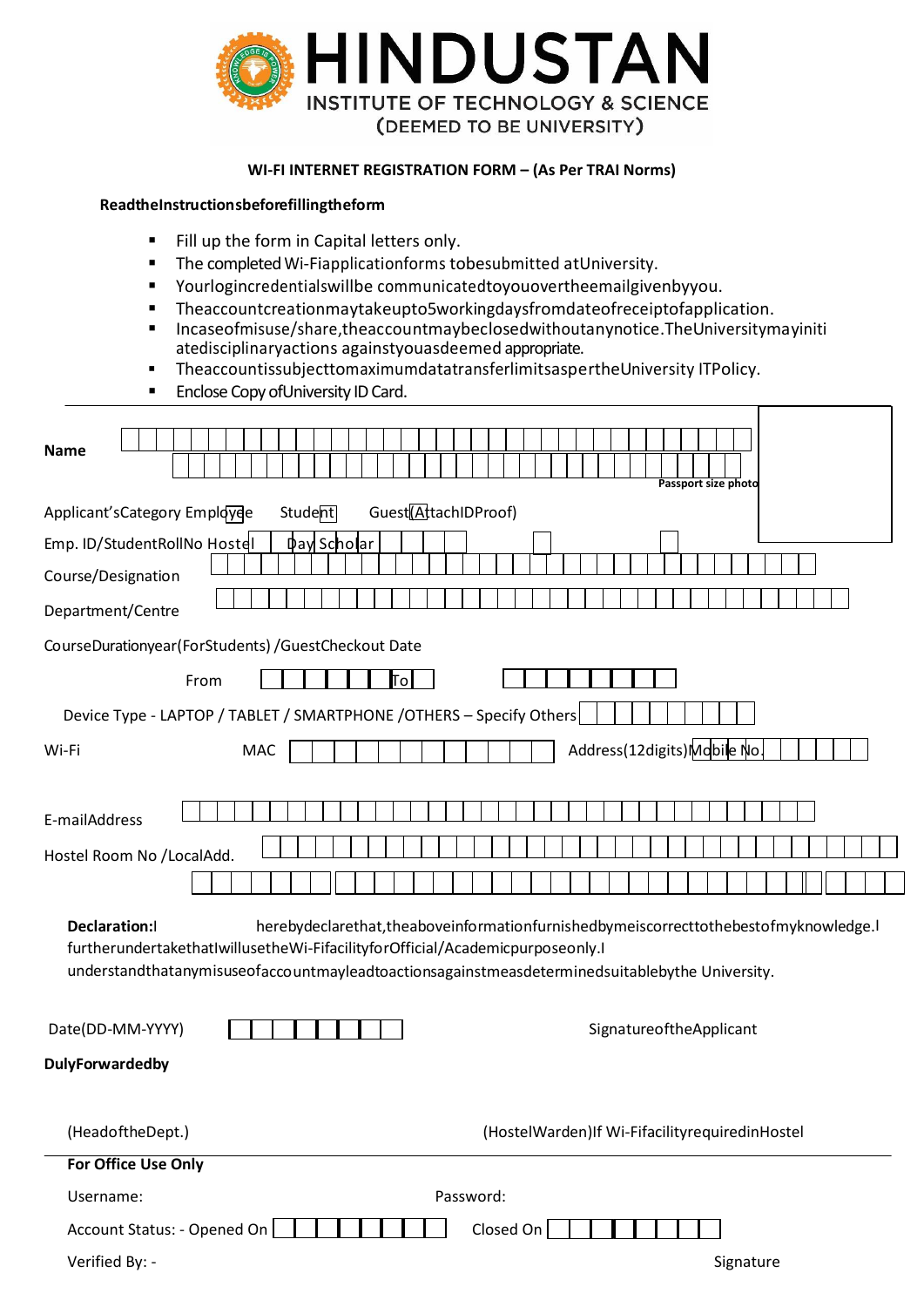# HINDUSTAN

INSTITUTE OF TECHNOLOGY & SCIENCE

(DEEMED TO BE UNIVERSITY)

**WI-FI INTERNET REGISTRATION FORM – (As Per TRAI Norms)**

**ReadtheInstructionsbeforefillingtheform**

- Fill up the form in Capital letters only.
- The completed Wi-Fiapplicationforms tobesubmitted atUniversity.
- Yourlogincredentialswillbe communicatedtoyouovertheemailgivenbyyou.
- Theaccountcreationmaytakeupto5workingdaysfromdateofreceiptofapplication.
- Incaseofmisuse/share,theaccountmaybeclosedwithoutanynotice.TheUniversitymayinitiatedisciplinaryactions againstyouasdeemed appropriate.
- TheaccountissubjecttomaximumdatatransferlimitsaspertheUniversity ITPolicy.
- Enclose Copy ofUniversity ID Card.

**Name**

Passport size photo

Applicant'sCategory Employee Student Guest(AttachIDProof)

Emp. ID/StudentRollNo Hostel Day Scholar

Course/Designation

Department/Centre

CourseDurationyear(ForStudents) /GuestCheckout Date

From To

Device Type - LAPTOP / TABLET / SMARTPHONE /OTHERS – Specify Others

Wi-Fi MAC Address(12digits) Mobile No.

E-mailAddress

Hostel Room No /LocalAdd.

**Declaration:**I herebydeclarethat,theaboveinformationfurnishedbymeiscorrecttothebestofmyknowledge.I furtherundertakethatIwillusetheWi-FifacilityforOfficial/Academicpurposeonly.I understandthatanymisuseofaccountmayleadtoactionsagainstmeasdeterminedsuitablebythe University.

Date(DD-MM-YYYY) SignatureoftheApplicant

**DulyForwardedby**

(HeadoftheDept.) (HostelWarden)If Wi-FifacilityrequiredinHostel

**For Office Use Only**

Username: Password:

Account Status: - Opened On Closed On

Verified By: - Signature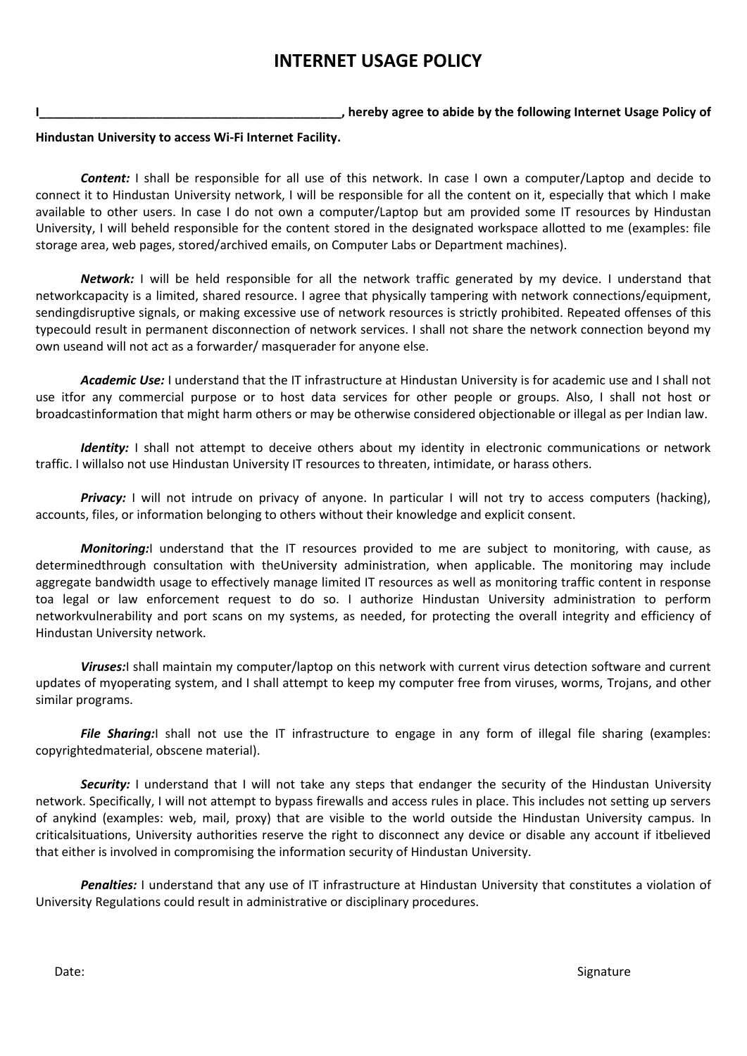# INTERNET USAGE POLICY

**I\_\_\_\_\_\_\_\_\_\_\_\_\_\_\_\_\_\_\_\_\_\_\_\_\_\_\_\_\_\_\_\_\_\_\_\_\_\_\_\_\_\_\_\_\_, hereby agree to abide by the following Internet Usage Policy of Hindustan University to access Wi-Fi Internet Facility.**

***Content:*** I shall be responsible for all use of this network. In case I own a computer/Laptop and decide to connect it to Hindustan University network, I will be responsible for all the content on it, especially that which I make available to other users. In case I do not own a computer/Laptop but am provided some IT resources by Hindustan University, I will beheld responsible for the content stored in the designated workspace allotted to me (examples: file storage area, web pages, stored/archived emails, on Computer Labs or Department machines).

***Network:*** I will be held responsible for all the network traffic generated by my device. I understand that networkcapacity is a limited, shared resource. I agree that physically tampering with network connections/equipment, sendingdisruptive signals, or making excessive use of network resources is strictly prohibited. Repeated offenses of this typecould result in permanent disconnection of network services. I shall not share the network connection beyond my own useand will not act as a forwarder/ masquerader for anyone else.

***Academic Use:*** I understand that the IT infrastructure at Hindustan University is for academic use and I shall not use itfor any commercial purpose or to host data services for other people or groups. Also, I shall not host or broadcastinformation that might harm others or may be otherwise considered objectionable or illegal as per Indian law.

***Identity:*** I shall not attempt to deceive others about my identity in electronic communications or network traffic. I willalso not use Hindustan University IT resources to threaten, intimidate, or harass others.

***Privacy:*** I will not intrude on privacy of anyone. In particular I will not try to access computers (hacking), accounts, files, or information belonging to others without their knowledge and explicit consent.

***Monitoring:***I understand that the IT resources provided to me are subject to monitoring, with cause, as determinedthrough consultation with theUniversity administration, when applicable. The monitoring may include aggregate bandwidth usage to effectively manage limited IT resources as well as monitoring traffic content in response toa legal or law enforcement request to do so. I authorize Hindustan University administration to perform networkvulnerability and port scans on my systems, as needed, for protecting the overall integrity and efficiency of Hindustan University network.

***Viruses:***I shall maintain my computer/laptop on this network with current virus detection software and current updates of myoperating system, and I shall attempt to keep my computer free from viruses, worms, Trojans, and other similar programs.

***File Sharing:***I shall not use the IT infrastructure to engage in any form of illegal file sharing (examples: copyrightedmaterial, obscene material).

***Security:*** I understand that I will not take any steps that endanger the security of the Hindustan University network. Specifically, I will not attempt to bypass firewalls and access rules in place. This includes not setting up servers of anykind (examples: web, mail, proxy) that are visible to the world outside the Hindustan University campus. In criticalsituations, University authorities reserve the right to disconnect any device or disable any account if itbelieved that either is involved in compromising the information security of Hindustan University.

***Penalties:*** I understand that any use of IT infrastructure at Hindustan University that constitutes a violation of University Regulations could result in administrative or disciplinary procedures.

Date: Signature